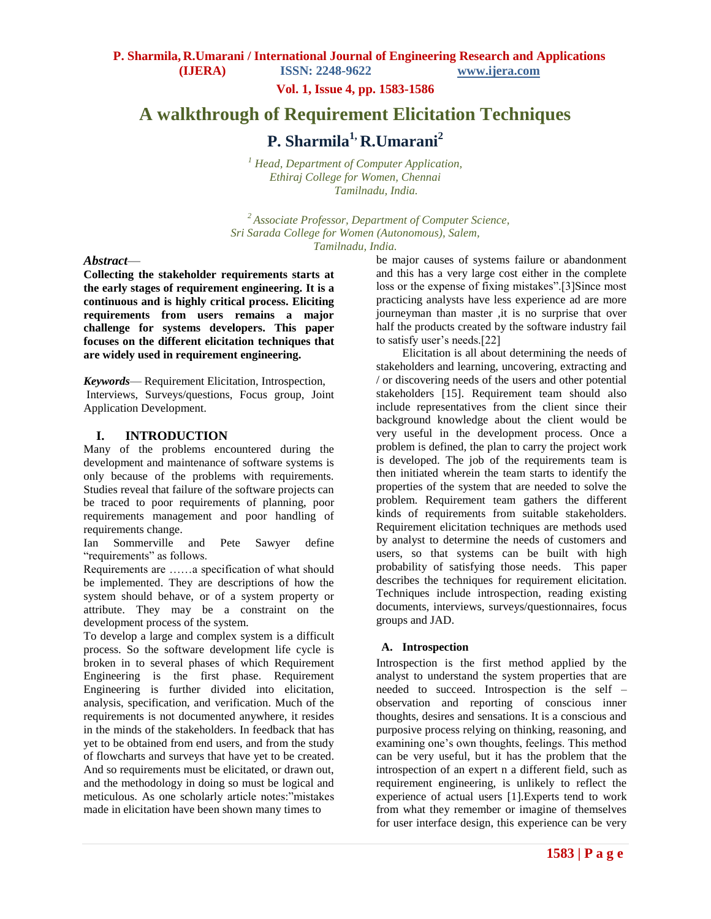# A walkthrough of Requirement Elicitation Techniques

## P. Sharmila[1], R.Umarani[2]

*[1] Head, Department of Computer Application, Ethiraj College for Women, Chennai Tamilnadu, India.*

*[2] Associate Professor, Department of Computer Science, Sri Sarada College for Women (Autonomous), Salem, Tamilnadu, India.*

***Abstract*— Collecting the stakeholder requirements starts at the early stages of requirement engineering. It is a continuous and is highly critical process. Eliciting requirements from users remains a major challenge for systems developers. This paper focuses on the different elicitation techniques that are widely used in requirement engineering.**

***Keywords*— Requirement Elicitation, Introspection, Interviews, Surveys/questions, Focus group, Joint Application Development.**

## I. INTRODUCTION

Many of the problems encountered during the development and maintenance of software systems is only because of the problems with requirements. Studies reveal that failure of the software projects can be traced to poor requirements of planning, poor requirements management and poor handling of requirements change.

Ian Sommerville and Pete Sawyer define "requirements" as follows.

Requirements are ……a specification of what should be implemented. They are descriptions of how the system should behave, or of a system property or attribute. They may be a constraint on the development process of the system.

To develop a large and complex system is a difficult process. So the software development life cycle is broken in to several phases of which Requirement Engineering is the first phase. Requirement Engineering is further divided into elicitation, analysis, specification, and verification. Much of the requirements is not documented anywhere, it resides in the minds of the stakeholders. In feedback that has yet to be obtained from end users, and from the study of flowcharts and surveys that have yet to be created. And so requirements must be elicited, or drawn out, and the methodology in doing so must be logical and meticulous. As one scholarly article notes:"mistakes made in elicitation have been shown many times to be major causes of systems failure or abandonment and this has a very large cost either in the complete loss or the expense of fixing mistakes".[3]Since most practicing analysts have less experience ad are more journeyman than master ,it is no surprise that over half the products created by the software industry fail to satisfy user's needs.[22]

Elicitation is all about determining the needs of stakeholders and learning, uncovering, extracting and / or discovering needs of the users and other potential stakeholders [15]. Requirement team should also include representatives from the client since their background knowledge about the client would be very useful in the development process. Once a problem is defined, the plan to carry the project work is developed. The job of the requirements team is then initiated wherein the team starts to identify the properties of the system that are needed to solve the problem. Requirement team gathers the different kinds of requirements from suitable stakeholders. Requirement elicitation techniques are methods used by analyst to determine the needs of customers and users, so that systems can be built with high probability of satisfying those needs. This paper describes the techniques for requirement elicitation. Techniques include introspection, reading existing documents, interviews, surveys/questionnaires, focus groups and JAD.

### A. Introspection

Introspection is the first method applied by the analyst to understand the system properties that are needed to succeed. Introspection is the self – observation and reporting of conscious inner thoughts, desires and sensations. It is a conscious and purposive process relying on thinking, reasoning, and examining one's own thoughts, feelings. This method can be very useful, but it has the problem that the introspection of an expert n a different field, such as requirement engineering, is unlikely to reflect the experience of actual users [1].Experts tend to work from what they remember or imagine of themselves for user interface design, this experience can be very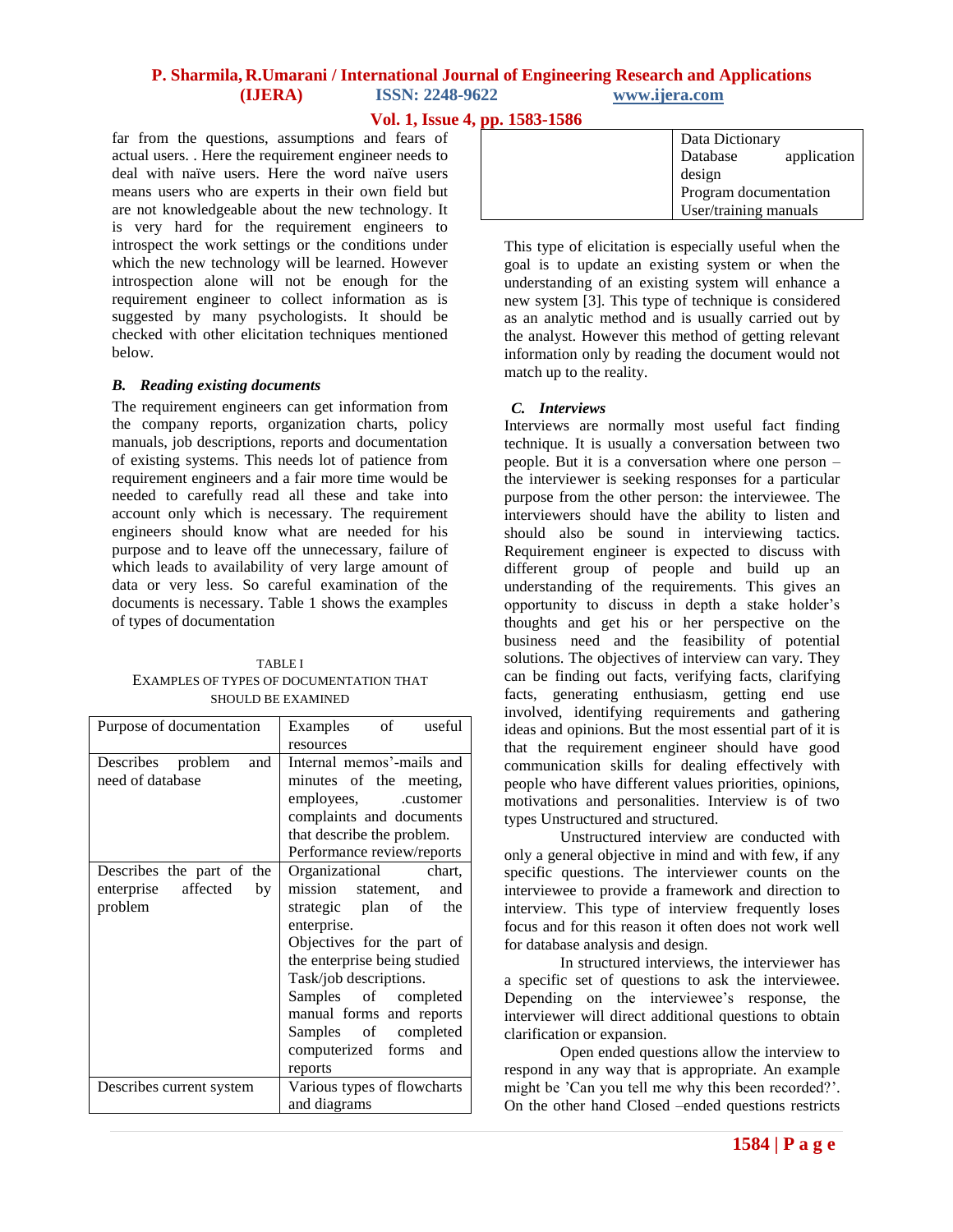far from the questions, assumptions and fears of actual users. . Here the requirement engineer needs to deal with naïve users. Here the word naïve users means users who are experts in their own field but are not knowledgeable about the new technology. It is very hard for the requirement engineers to introspect the work settings or the conditions under which the new technology will be learned. However introspection alone will not be enough for the requirement engineer to collect information as is suggested by many psychologists. It should be checked with other elicitation techniques mentioned below.

### *B. Reading existing documents*

The requirement engineers can get information from the company reports, organization charts, policy manuals, job descriptions, reports and documentation of existing systems. This needs lot of patience from requirement engineers and a fair more time would be needed to carefully read all these and take into account only which is necessary. The requirement engineers should know what are needed for his purpose and to leave off the unnecessary, failure of which leads to availability of very large amount of data or very less. So careful examination of the documents is necessary. Table 1 shows the examples of types of documentation

TABLE I
EXAMPLES OF TYPES OF DOCUMENTATION THAT SHOULD BE EXAMINED

| Purpose of documentation | Examples of useful resources |
|---|---|
| Describes problem and need of database | Internal memos'-mails and minutes of the meeting, employees, .customer complaints and documents that describe the problem. Performance review/reports |
| Describes the part of the enterprise affected by problem | Organizational chart, mission statement, and strategic plan of the enterprise. Objectives for the part of the enterprise being studied Task/job descriptions. Samples of completed manual forms and reports Samples of completed computerized forms and reports |
| Describes current system | Various types of flowcharts and diagrams Data Dictionary Database application design Program documentation User/training manuals |

This type of elicitation is especially useful when the goal is to update an existing system or when the understanding of an existing system will enhance a new system [3]. This type of technique is considered as an analytic method and is usually carried out by the analyst. However this method of getting relevant information only by reading the document would not match up to the reality.

### *C. Interviews*

Interviews are normally most useful fact finding technique. It is usually a conversation between two people. But it is a conversation where one person – the interviewer is seeking responses for a particular purpose from the other person: the interviewee. The interviewers should have the ability to listen and should also be sound in interviewing tactics. Requirement engineer is expected to discuss with different group of people and build up an understanding of the requirements. This gives an opportunity to discuss in depth a stake holder's thoughts and get his or her perspective on the business need and the feasibility of potential solutions. The objectives of interview can vary. They can be finding out facts, verifying facts, clarifying facts, generating enthusiasm, getting end use involved, identifying requirements and gathering ideas and opinions. But the most essential part of it is that the requirement engineer should have good communication skills for dealing effectively with people who have different values priorities, opinions, motivations and personalities. Interview is of two types Unstructured and structured.

Unstructured interview are conducted with only a general objective in mind and with few, if any specific questions. The interviewer counts on the interviewee to provide a framework and direction to interview. This type of interview frequently loses focus and for this reason it often does not work well for database analysis and design.

In structured interviews, the interviewer has a specific set of questions to ask the interviewee. Depending on the interviewee's response, the interviewer will direct additional questions to obtain clarification or expansion.

Open ended questions allow the interview to respond in any way that is appropriate. An example might be 'Can you tell me why this been recorded?'. On the other hand Closed –ended questions restricts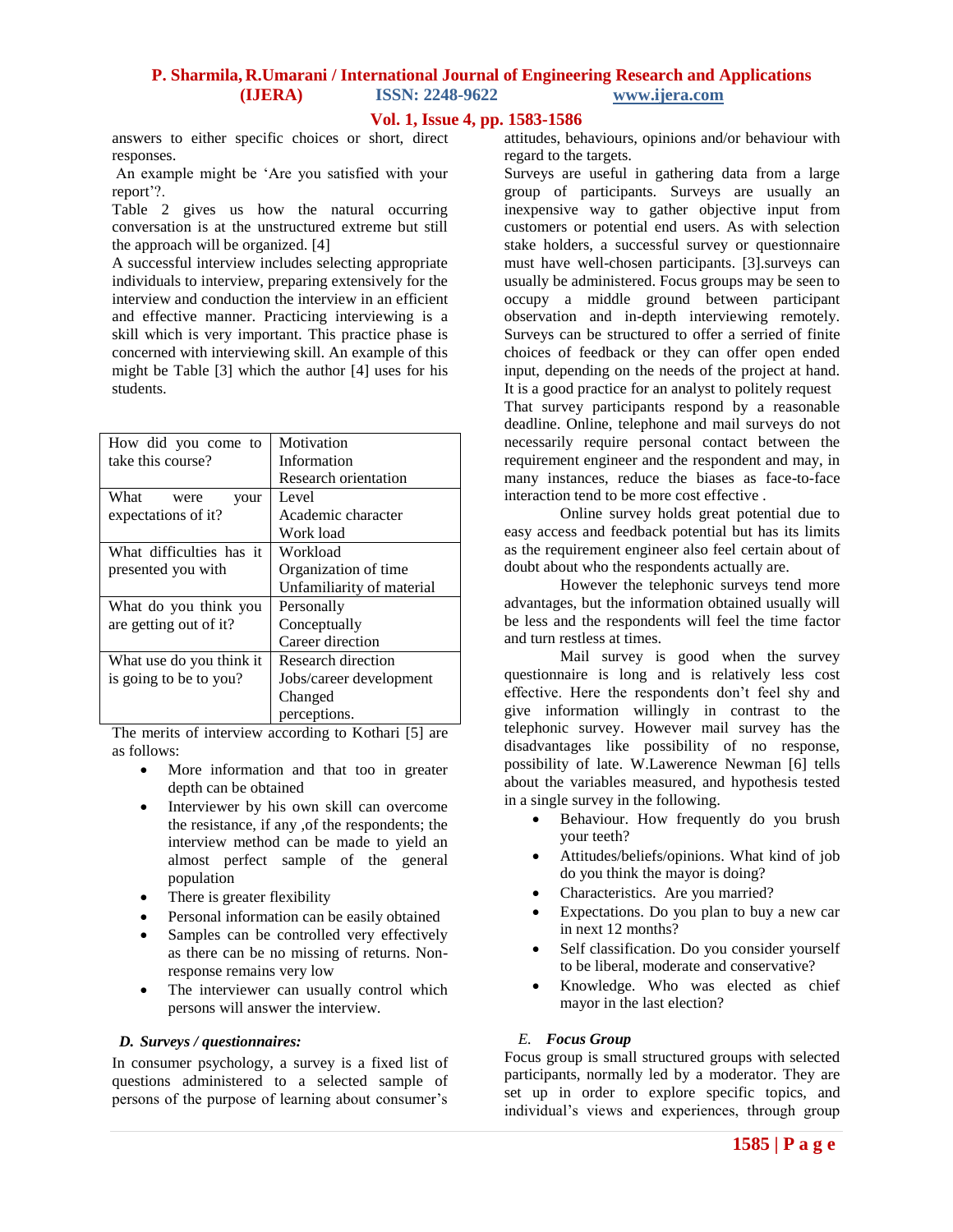answers to either specific choices or short, direct responses.

An example might be 'Are you satisfied with your report'?.

Table 2 gives us how the natural occurring conversation is at the unstructured extreme but still the approach will be organized. [4]

A successful interview includes selecting appropriate individuals to interview, preparing extensively for the interview and conduction the interview in an efficient and effective manner. Practicing interviewing is a skill which is very important. This practice phase is concerned with interviewing skill. An example of this might be Table [3] which the author [4] uses for his students.

| | |
|---|---|
| How did you come to take this course? | Motivation<br>Information<br>Research orientation |
| What were your expectations of it? | Level<br>Academic character<br>Work load |
| What difficulties has it presented you with | Workload<br>Organization of time<br>Unfamiliarity of material |
| What do you think you are getting out of it? | Personally<br>Conceptually<br>Career direction |
| What use do you think it is going to be to you? | Research direction<br>Jobs/career development<br>Changed perceptions. |

The merits of interview according to Kothari [5] are as follows:

- More information and that too in greater depth can be obtained
- Interviewer by his own skill can overcome the resistance, if any ,of the respondents; the interview method can be made to yield an almost perfect sample of the general population
- There is greater flexibility
- Personal information can be easily obtained
- Samples can be controlled very effectively as there can be no missing of returns. Non-response remains very low
- The interviewer can usually control which persons will answer the interview.

### *D. Surveys / questionnaires:*

In consumer psychology, a survey is a fixed list of questions administered to a selected sample of persons of the purpose of learning about consumer's attitudes, behaviours, opinions and/or behaviour with regard to the targets.

Surveys are useful in gathering data from a large group of participants. Surveys are usually an inexpensive way to gather objective input from customers or potential end users. As with selection stake holders, a successful survey or questionnaire must have well-chosen participants. [3].surveys can usually be administered. Focus groups may be seen to occupy a middle ground between participant observation and in-depth interviewing remotely. Surveys can be structured to offer a serried of finite choices of feedback or they can offer open ended input, depending on the needs of the project at hand. It is a good practice for an analyst to politely request That survey participants respond by a reasonable deadline. Online, telephone and mail surveys do not necessarily require personal contact between the requirement engineer and the respondent and may, in many instances, reduce the biases as face-to-face interaction tend to be more cost effective .

Online survey holds great potential due to easy access and feedback potential but has its limits as the requirement engineer also feel certain about of doubt about who the respondents actually are.

However the telephonic surveys tend more advantages, but the information obtained usually will be less and the respondents will feel the time factor and turn restless at times.

Mail survey is good when the survey questionnaire is long and is relatively less cost effective. Here the respondents don't feel shy and give information willingly in contrast to the telephonic survey. However mail survey has the disadvantages like possibility of no response, possibility of late. W.Lawerence Newman [6] tells about the variables measured, and hypothesis tested in a single survey in the following.

- Behaviour. How frequently do you brush your teeth?
- Attitudes/beliefs/opinions. What kind of job do you think the mayor is doing?
- Characteristics. Are you married?
- Expectations. Do you plan to buy a new car in next 12 months?
- Self classification. Do you consider yourself to be liberal, moderate and conservative?
- Knowledge. Who was elected as chief mayor in the last election?

### *E. Focus Group*

Focus group is small structured groups with selected participants, normally led by a moderator. They are set up in order to explore specific topics, and individual's views and experiences, through group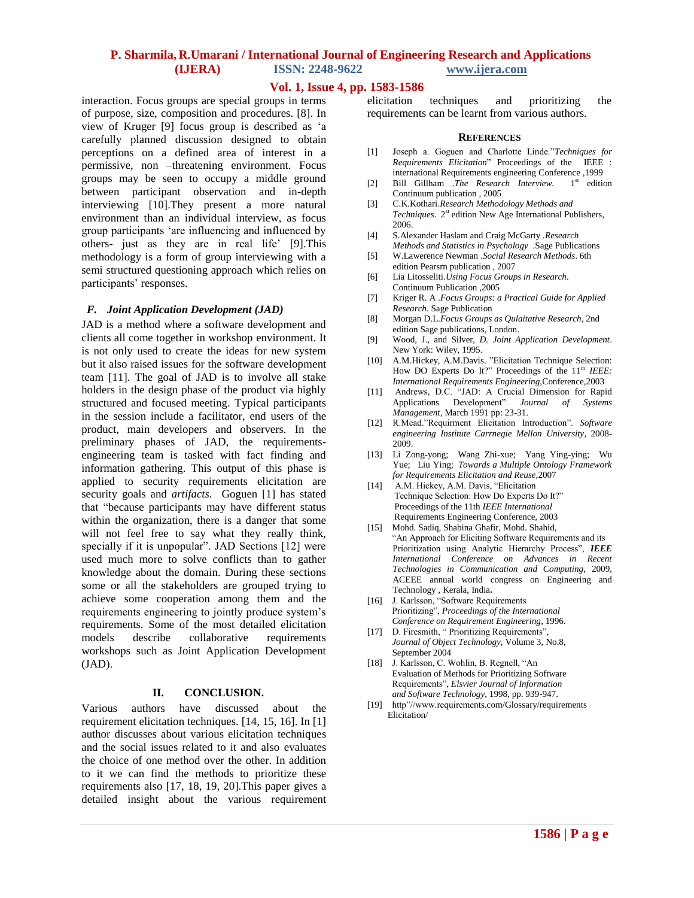interaction. Focus groups are special groups in terms of purpose, size, composition and procedures. [8]. In view of Kruger [9] focus group is described as 'a carefully planned discussion designed to obtain perceptions on a defined area of interest in a permissive, non –threatening environment. Focus groups may be seen to occupy a middle ground between participant observation and in-depth interviewing [10].They present a more natural environment than an individual interview, as focus group participants 'are influencing and influenced by others- just as they are in real life' [9].This methodology is a form of group interviewing with a semi structured questioning approach which relies on participants' responses.

### *F. Joint Application Development (JAD)*

JAD is a method where a software development and clients all come together in workshop environment. It is not only used to create the ideas for new system but it also raised issues for the software development team [11]. The goal of JAD is to involve all stake holders in the design phase of the product via highly structured and focused meeting. Typical participants in the session include a facilitator, end users of the product, main developers and observers. In the preliminary phases of JAD, the requirements-engineering team is tasked with fact finding and information gathering. This output of this phase is applied to security requirements elicitation are security goals and *artifacts*. Goguen [1] has stated that "because participants may have different status within the organization, there is a danger that some will not feel free to say what they really think, specially if it is unpopular". JAD Sections [12] were used much more to solve conflicts than to gather knowledge about the domain. During these sections some or all the stakeholders are grouped trying to achieve some cooperation among them and the requirements engineering to jointly produce system's requirements. Some of the most detailed elicitation models describe collaborative requirements workshops such as Joint Application Development (JAD).

## II. CONCLUSION.

Various authors have discussed about the requirement elicitation techniques. [14, 15, 16]. In [1] author discusses about various elicitation techniques and the social issues related to it and also evaluates the choice of one method over the other. In addition to it we can find the methods to prioritize these requirements also [17, 18, 19, 20].This paper gives a detailed insight about the various requirement elicitation techniques and prioritizing the requirements can be learnt from various authors.

## REFERENCES

[1] Joseph a. Goguen and Charlotte Linde."*Techniques for Requirements Elicitation*" Proceedings of the IEEE : international Requirements engineering Conference ,1999

[2] Bill Gillham .*The Research Interview.* 1st edition Continuum publication , 2005

[3] C.K.Kothari.*Research Methodology Methods and Techniques.* 2nd edition New Age International Publishers, 2006.

[4] S.Alexander Haslam and Craig McGarty .*Research Methods and Statistics in Psychology* .Sage Publications

[5] W.Lawerence Newman .*Social Research Methods*. 6th edition Pearsrn publication , 2007

[6] Lia Litosseliti.*Using Focus Groups in Research*. Continuum Publication ,2005

[7] Kriger R. A .*Focus Groups: a Practical Guide for Applied Research*. Sage Publication

[8] Morgan D.L.*Focus Groups as Qulaitative Research*, 2nd edition Sage publications, London.

[9] Wood, J., and Silver, *D. Joint Application Development*. New York: Wiley, 1995.

[10] A.M.Hickey, A.M.Davis. "Elicitation Technique Selection: How DO Experts Do It?" Proceedings of the 11th *IEEE: International Requirements Engineering*,Conference,2003

[11] Andrews, D.C. "JAD: A Crucial Dimension for Rapid Applications Development" *Journal of Systems Management*, March 1991 pp: 23-31.

[12] R.Mead."Requirment Elicitation Introduction". *Software engineering Institute Carrnegie Mellon University*, 2008-2009.

[13] Li Zong-yong; Wang Zhi-xue; Yang Ying-ying; Wu Yue; Liu Ying; *Towards a Multiple Ontology Framework for Requirements Elicitation and Reuse*,2007

[14] A.M. Hickey, A.M. Davis, "Elicitation Technique Selection: How Do Experts Do It?" Proceedings of the 11th *IEEE International* Requirements Engineering Conference, 2003

[15] Mohd. Sadiq, Shabina Ghafir, Mohd. Shahid, "An Approach for Eliciting Software Requirements and its Prioritization using Analytic Hierarchy Process", ***IEEE*** *International Conference on Advances in Recent Technologies in Communication and Computing*, 2009, ACEEE annual world congress on Engineering and Technology , Kerala, India**.**

[16] J. Karlsson, "Software Requirements Prioritizing", *Proceedings of the International Conference on Requirement Engineering*, 1996.

[17] D. Firesmith, " Prioritizing Requirements", *Journal of Object Technology*, Volume 3, No.8, September 2004

[18] J. Karlsson, C. Wohlin, B. Regnell, "An Evaluation of Methods for Prioritizing Software Requirements", *Elsvier Journal of Information and Software Technology*, 1998, pp. 939-947.

[19] http"//www.requirements.com/Glossary/requirements Elicitation/